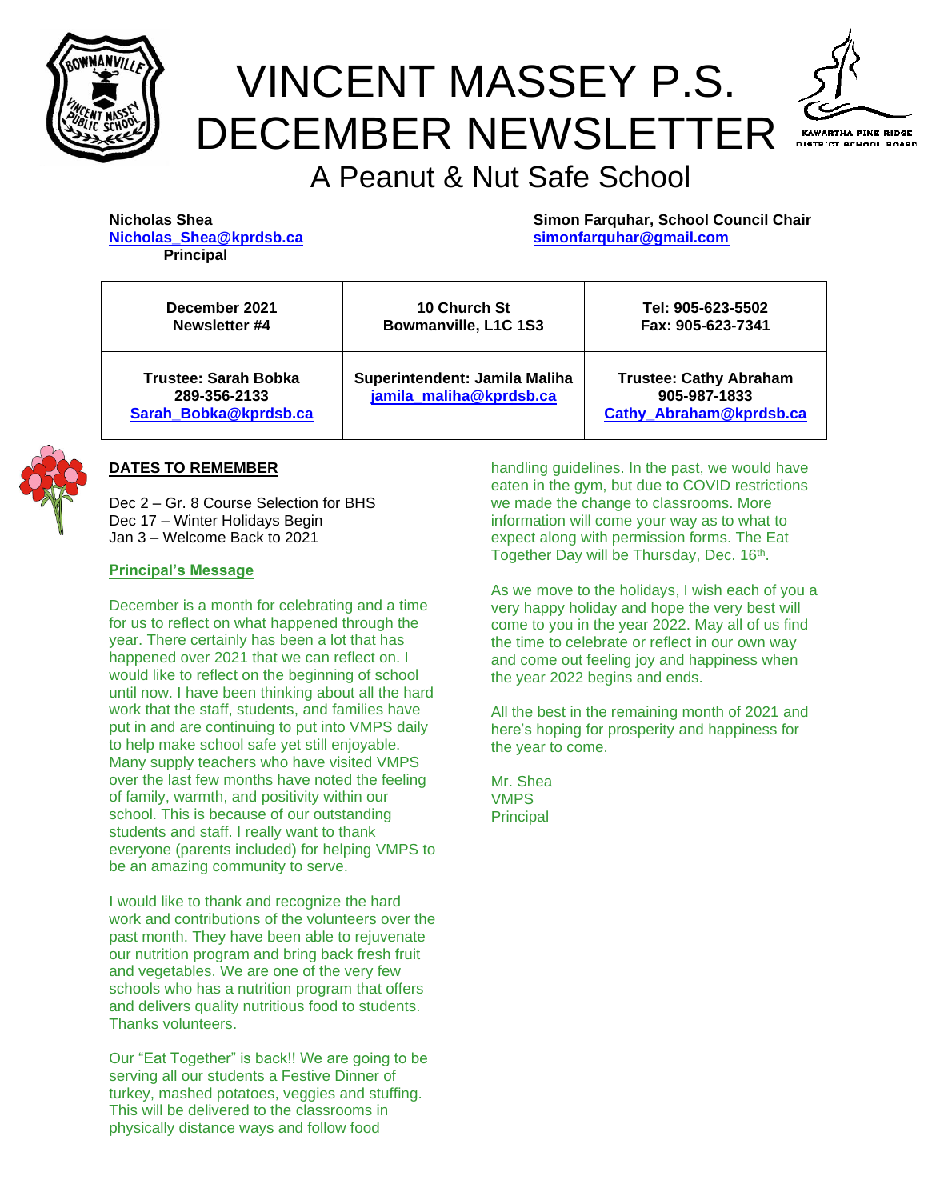# VINCENT MASSEY P.S. DECEMBER NEWSLETTER

## A Peanut & Nut Safe School

**Nicholas Shea**
**Nicholas_Shea@kprdsb.ca**
**Principal**

**Simon Farquhar, School Council Chair**
**simonfarquhar@gmail.com**

| December 2021 Newsletter #4 | 10 Church St Bowmanville, L1C 1S3 | Tel: 905-623-5502 Fax: 905-623-7341 |
|---|---|---|
| Trustee: Sarah Bobka 289-356-2133 Sarah_Bobka@kprdsb.ca | Superintendent: Jamila Maliha jamila_maliha@kprdsb.ca | Trustee: Cathy Abraham 905-987-1833 Cathy_Abraham@kprdsb.ca |

## DATES TO REMEMBER

Dec 2 – Gr. 8 Course Selection for BHS
Dec 17 – Winter Holidays Begin
Jan 3 – Welcome Back to 2021

## Principal's Message

December is a month for celebrating and a time for us to reflect on what happened through the year. There certainly has been a lot that has happened over 2021 that we can reflect on. I would like to reflect on the beginning of school until now. I have been thinking about all the hard work that the staff, students, and families have put in and are continuing to put into VMPS daily to help make school safe yet still enjoyable. Many supply teachers who have visited VMPS over the last few months have noted the feeling of family, warmth, and positivity within our school. This is because of our outstanding students and staff. I really want to thank everyone (parents included) for helping VMPS to be an amazing community to serve.

I would like to thank and recognize the hard work and contributions of the volunteers over the past month. They have been able to rejuvenate our nutrition program and bring back fresh fruit and vegetables. We are one of the very few schools who has a nutrition program that offers and delivers quality nutritious food to students. Thanks volunteers.

Our "Eat Together" is back!! We are going to be serving all our students a Festive Dinner of turkey, mashed potatoes, veggies and stuffing. This will be delivered to the classrooms in physically distance ways and follow food handling guidelines. In the past, we would have eaten in the gym, but due to COVID restrictions we made the change to classrooms. More information will come your way as to what to expect along with permission forms. The Eat Together Day will be Thursday, Dec. 16th.

As we move to the holidays, I wish each of you a very happy holiday and hope the very best will come to you in the year 2022. May all of us find the time to celebrate or reflect in our own way and come out feeling joy and happiness when the year 2022 begins and ends.

All the best in the remaining month of 2021 and here's hoping for prosperity and happiness for the year to come.

Mr. Shea
VMPS
Principal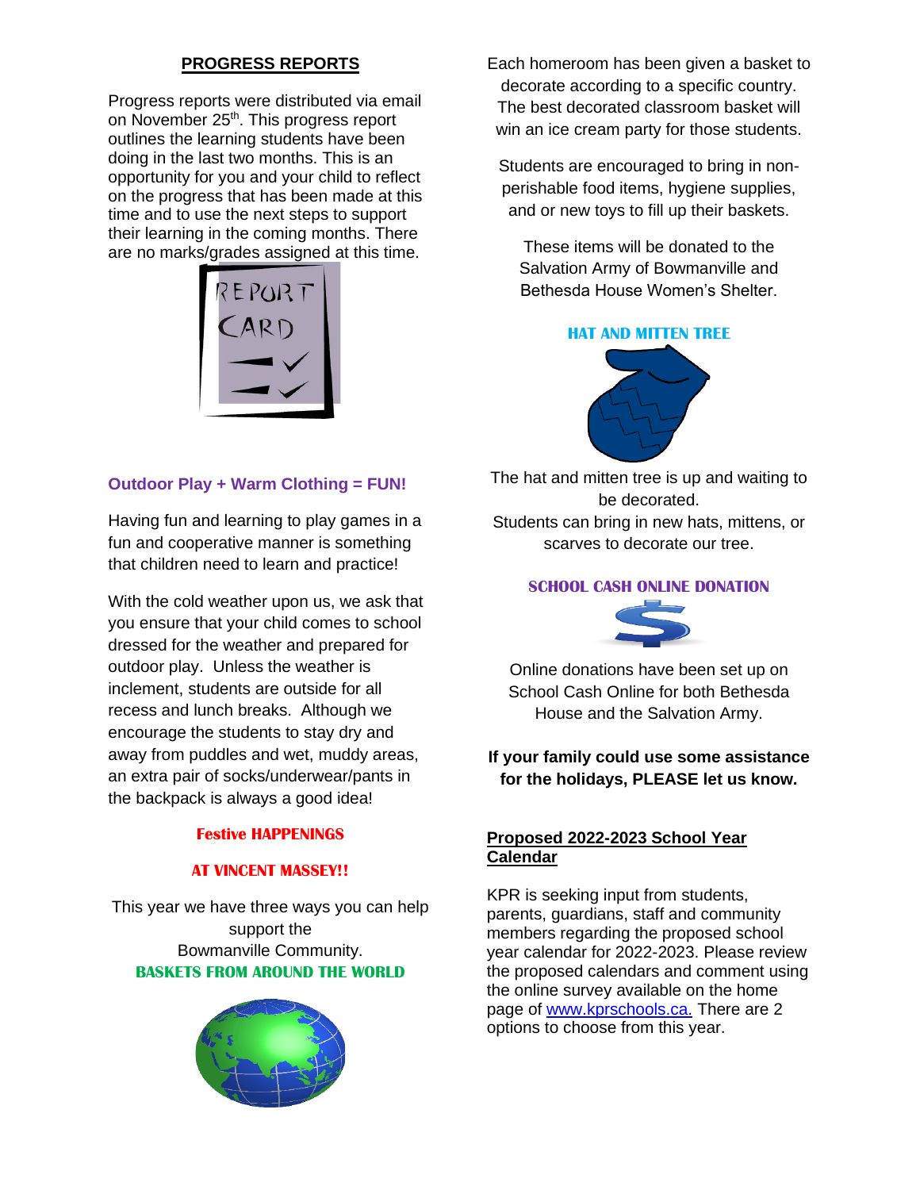## PROGRESS REPORTS

Progress reports were distributed via email on November 25th. This progress report outlines the learning students have been doing in the last two months. This is an opportunity for you and your child to reflect on the progress that has been made at this time and to use the next steps to support their learning in the coming months. There are no marks/grades assigned at this time.

### Outdoor Play + Warm Clothing = FUN!

Having fun and learning to play games in a fun and cooperative manner is something that children need to learn and practice!

With the cold weather upon us, we ask that you ensure that your child comes to school dressed for the weather and prepared for outdoor play. Unless the weather is inclement, students are outside for all recess and lunch breaks. Although we encourage the students to stay dry and away from puddles and wet, muddy areas, an extra pair of socks/underwear/pants in the backpack is always a good idea!

### Festive HAPPENINGS AT VINCENT MASSEY!!

This year we have three ways you can help support the Bowmanville Community.

#### BASKETS FROM AROUND THE WORLD

Each homeroom has been given a basket to decorate according to a specific country. The best decorated classroom basket will win an ice cream party for those students.

Students are encouraged to bring in non-perishable food items, hygiene supplies, and or new toys to fill up their baskets.

These items will be donated to the Salvation Army of Bowmanville and Bethesda House Women's Shelter.

#### HAT AND MITTEN TREE

The hat and mitten tree is up and waiting to be decorated.
Students can bring in new hats, mittens, or scarves to decorate our tree.

#### SCHOOL CASH ONLINE DONATION

Online donations have been set up on School Cash Online for both Bethesda House and the Salvation Army.

**If your family could use some assistance for the holidays, PLEASE let us know.**

## Proposed 2022-2023 School Year Calendar

KPR is seeking input from students, parents, guardians, staff and community members regarding the proposed school year calendar for 2022-2023. Please review the proposed calendars and comment using the online survey available on the home page of [www.kprschools.ca.](http://www.kprschools.ca) There are 2 options to choose from this year.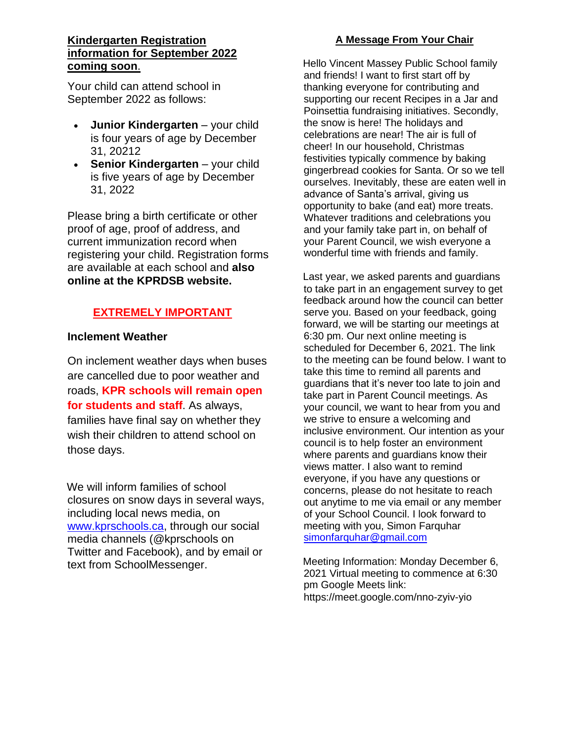**Kindergarten Registration information for September 2022 coming soon.**

Your child can attend school in September 2022 as follows:

- **Junior Kindergarten** – your child is four years of age by December 31, 20212
- **Senior Kindergarten** – your child is five years of age by December 31, 2022

Please bring a birth certificate or other proof of age, proof of address, and current immunization record when registering your child. Registration forms are available at each school and **also online at the KPRDSB website.**

**EXTREMELY IMPORTANT**

**Inclement Weather**

On inclement weather days when buses are cancelled due to poor weather and roads, **KPR schools will remain open for students and staff**. As always, families have final say on whether they wish their children to attend school on those days.

We will inform families of school closures on snow days in several ways, including local news media, on www.kprschools.ca, through our social media channels (@kprschools on Twitter and Facebook), and by email or text from SchoolMessenger.

**A Message From Your Chair**

Hello Vincent Massey Public School family and friends! I want to first start off by thanking everyone for contributing and supporting our recent Recipes in a Jar and Poinsettia fundraising initiatives. Secondly, the snow is here! The holidays and celebrations are near! The air is full of cheer! In our household, Christmas festivities typically commence by baking gingerbread cookies for Santa. Or so we tell ourselves. Inevitably, these are eaten well in advance of Santa's arrival, giving us opportunity to bake (and eat) more treats. Whatever traditions and celebrations you and your family take part in, on behalf of your Parent Council, we wish everyone a wonderful time with friends and family.

Last year, we asked parents and guardians to take part in an engagement survey to get feedback around how the council can better serve you. Based on your feedback, going forward, we will be starting our meetings at 6:30 pm. Our next online meeting is scheduled for December 6, 2021. The link to the meeting can be found below. I want to take this time to remind all parents and guardians that it's never too late to join and take part in Parent Council meetings. As your council, we want to hear from you and we strive to ensure a welcoming and inclusive environment. Our intention as your council is to help foster an environment where parents and guardians know their views matter. I also want to remind everyone, if you have any questions or concerns, please do not hesitate to reach out anytime to me via email or any member of your School Council. I look forward to meeting with you, Simon Farquhar simonfarquhar@gmail.com

Meeting Information: Monday December 6, 2021 Virtual meeting to commence at 6:30 pm Google Meets link: https://meet.google.com/nno-zyiv-yio